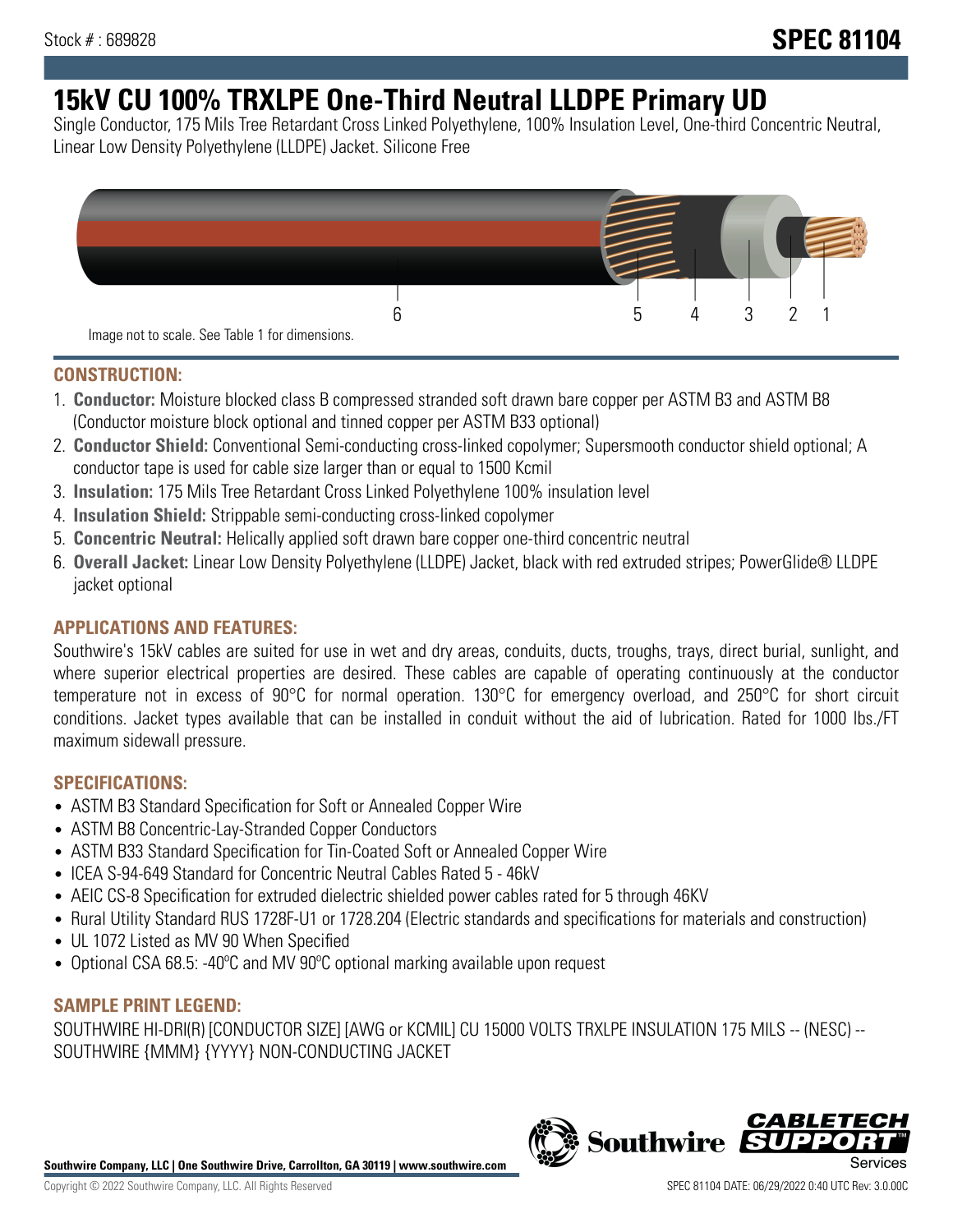Stock # : 689828

**SPEC 81104**

# 15kV CU 100% TRXLPE One-Third Neutral LLDPE Primary UD

Single Conductor, 175 Mils Tree Retardant Cross Linked Polyethylene, 100% Insulation Level, One-third Concentric Neutral, Linear Low Density Polyethylene (LLDPE) Jacket. Silicone Free

6 5 4 3 2 1

Image not to scale. See Table 1 for dimensions.

## CONSTRUCTION:

1. **Conductor:** Moisture blocked class B compressed stranded soft drawn bare copper per ASTM B3 and ASTM B8 (Conductor moisture block optional and tinned copper per ASTM B33 optional)
2. **Conductor Shield:** Conventional Semi-conducting cross-linked copolymer; Supersmooth conductor shield optional; A conductor tape is used for cable size larger than or equal to 1500 Kcmil
3. **Insulation:** 175 Mils Tree Retardant Cross Linked Polyethylene 100% insulation level
4. **Insulation Shield:** Strippable semi-conducting cross-linked copolymer
5. **Concentric Neutral:** Helically applied soft drawn bare copper one-third concentric neutral
6. **Overall Jacket:** Linear Low Density Polyethylene (LLDPE) Jacket, black with red extruded stripes; PowerGlide® LLDPE jacket optional

## APPLICATIONS AND FEATURES:

Southwire's 15kV cables are suited for use in wet and dry areas, conduits, ducts, troughs, trays, direct burial, sunlight, and where superior electrical properties are desired. These cables are capable of operating continuously at the conductor temperature not in excess of 90°C for normal operation. 130°C for emergency overload, and 250°C for short circuit conditions. Jacket types available that can be installed in conduit without the aid of lubrication. Rated for 1000 lbs./FT maximum sidewall pressure.

## SPECIFICATIONS:

- ASTM B3 Standard Specification for Soft or Annealed Copper Wire
- ASTM B8 Concentric-Lay-Stranded Copper Conductors
- ASTM B33 Standard Specification for Tin-Coated Soft or Annealed Copper Wire
- ICEA S-94-649 Standard for Concentric Neutral Cables Rated 5 - 46kV
- AEIC CS-8 Specification for extruded dielectric shielded power cables rated for 5 through 46KV
- Rural Utility Standard RUS 1728F-U1 or 1728.204 (Electric standards and specifications for materials and construction)
- UL 1072 Listed as MV 90 When Specified
- Optional CSA 68.5: -40ºC and MV 90ºC optional marking available upon request

## SAMPLE PRINT LEGEND:

SOUTHWIRE HI-DRI(R) [CONDUCTOR SIZE] [AWG or KCMIL] CU 15000 VOLTS TRXLPE INSULATION 175 MILS -- (NESC) -- SOUTHWIRE {MMM} {YYYY} NON-CONDUCTING JACKET

**Southwire Company, LLC | One Southwire Drive, Carrollton, GA 30119 | www.southwire.com**

Copyright © 2022 Southwire Company, LLC. All Rights Reserved

SPEC 81104 DATE: 06/29/2022 0:40 UTC Rev: 3.0.00C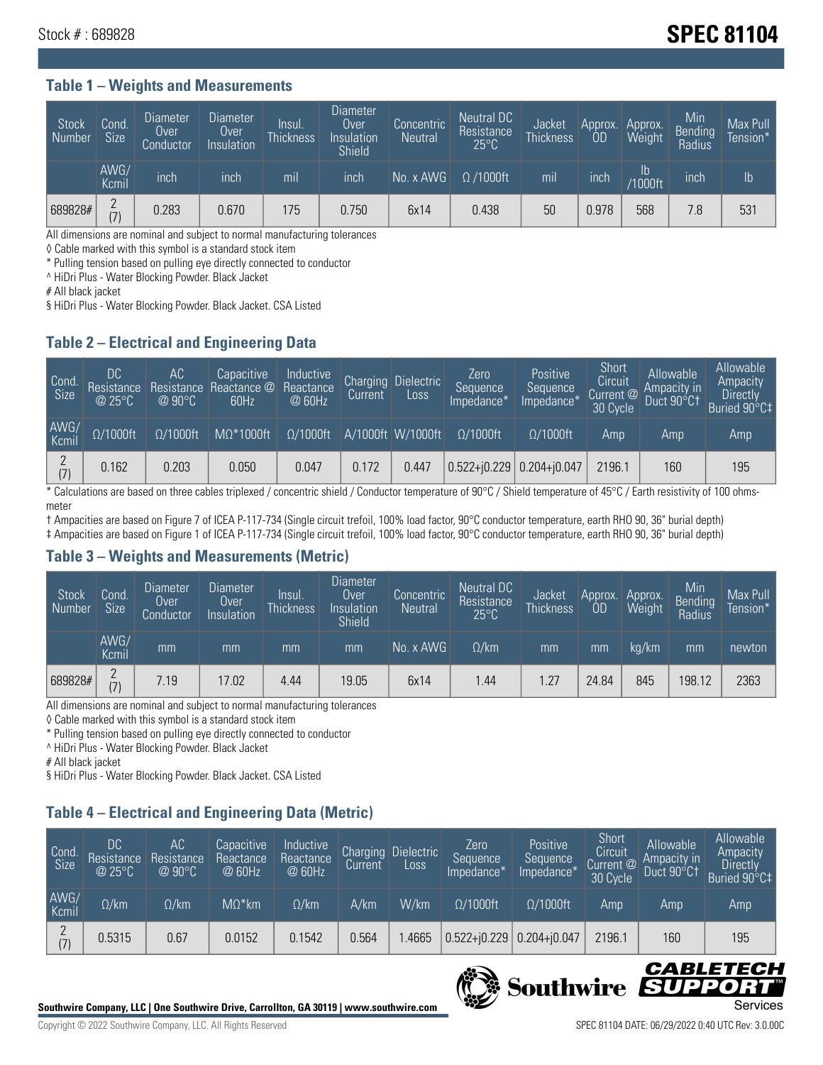Stock # : 689828

# SPEC 81104

## Table 1 – Weights and Measurements

| Stock Number | Cond. Size | Diameter Over Conductor | Diameter Over Insulation | Insul. Thickness | Diameter Over Insulation Shield | Concentric Neutral | Neutral DC Resistance 25°C | Jacket Thickness | Approx. OD | Approx. Weight | Min Bending Radius | Max Pull Tension* |
|---|---|---|---|---|---|---|---|---|---|---|---|---|
| | AWG/ Kcmil | inch | inch | mil | inch | No. x AWG | Ω /1000ft | mil | inch | lb /1000ft | inch | lb |
| 689828# | 2 (7) | 0.283 | 0.670 | 175 | 0.750 | 6x14 | 0.438 | 50 | 0.978 | 568 | 7.8 | 531 |

All dimensions are nominal and subject to normal manufacturing tolerances

◊ Cable marked with this symbol is a standard stock item

* Pulling tension based on pulling eye directly connected to conductor

^ HiDri Plus - Water Blocking Powder. Black Jacket

# All black jacket

§ HiDri Plus - Water Blocking Powder. Black Jacket. CSA Listed

## Table 2 – Electrical and Engineering Data

| Cond. Size | DC Resistance @ 25°C | AC Resistance @ 90°C | Capacitive Reactance @ 60Hz | Inductive Reactance @ 60Hz | Charging Current | Dielectric Loss | Zero Sequence Impedance* | Positive Sequence Impedance* | Short Circuit Current @ 30 Cycle | Allowable Ampacity in Duct 90°C† | Allowable Ampacity Directly Buried 90°C‡ |
|---|---|---|---|---|---|---|---|---|---|---|---|
| AWG/ Kcmil | Ω/1000ft | Ω/1000ft | MΩ*1000ft | Ω/1000ft | A/1000ft | W/1000ft | Ω/1000ft | Ω/1000ft | Amp | Amp | Amp |
| 2 (7) | 0.162 | 0.203 | 0.050 | 0.047 | 0.172 | 0.447 | 0.522+j0.229 | 0.204+j0.047 | 2196.1 | 160 | 195 |

* Calculations are based on three cables triplexed / concentric shield / Conductor temperature of 90°C / Shield temperature of 45°C / Earth resistivity of 100 ohms-meter

† Ampacities are based on Figure 7 of ICEA P-117-734 (Single circuit trefoil, 100% load factor, 90°C conductor temperature, earth RHO 90, 36" burial depth)

‡ Ampacities are based on Figure 1 of ICEA P-117-734 (Single circuit trefoil, 100% load factor, 90°C conductor temperature, earth RHO 90, 36" burial depth)

## Table 3 – Weights and Measurements (Metric)

| Stock Number | Cond. Size | Diameter Over Conductor | Diameter Over Insulation | Insul. Thickness | Diameter Over Insulation Shield | Concentric Neutral | Neutral DC Resistance 25°C | Jacket Thickness | Approx. OD | Approx. Weight | Min Bending Radius | Max Pull Tension* |
|---|---|---|---|---|---|---|---|---|---|---|---|---|
| | AWG/ Kcmil | mm | mm | mm | mm | No. x AWG | Ω/km | mm | mm | kg/km | mm | newton |
| 689828# | 2 (7) | 7.19 | 17.02 | 4.44 | 19.05 | 6x14 | 1.44 | 1.27 | 24.84 | 845 | 198.12 | 2363 |

All dimensions are nominal and subject to normal manufacturing tolerances

◊ Cable marked with this symbol is a standard stock item

* Pulling tension based on pulling eye directly connected to conductor

^ HiDri Plus - Water Blocking Powder. Black Jacket

# All black jacket

§ HiDri Plus - Water Blocking Powder. Black Jacket. CSA Listed

## Table 4 – Electrical and Engineering Data (Metric)

| Cond. Size | DC Resistance @ 25°C | AC Resistance @ 90°C | Capacitive Reactance @ 60Hz | Inductive Reactance @ 60Hz | Charging Current | Dielectric Loss | Zero Sequence Impedance* | Positive Sequence Impedance* | Short Circuit Current @ 30 Cycle | Allowable Ampacity in Duct 90°C† | Allowable Ampacity Directly Buried 90°C‡ |
|---|---|---|---|---|---|---|---|---|---|---|---|
| AWG/ Kcmil | Ω/km | Ω/km | MΩ*km | Ω/km | A/km | W/km | Ω/1000ft | Ω/1000ft | Amp | Amp | Amp |
| 2 (7) | 0.5315 | 0.67 | 0.0152 | 0.1542 | 0.564 | 1.4665 | 0.522+j0.229 | 0.204+j0.047 | 2196.1 | 160 | 195 |

**Southwire Company, LLC | One Southwire Drive, Carrollton, GA 30119 | www.southwire.com**

Copyright © 2022 Southwire Company, LLC. All Rights Reserved

SPEC 81104 DATE: 06/29/2022 0:40 UTC Rev: 3.0.00C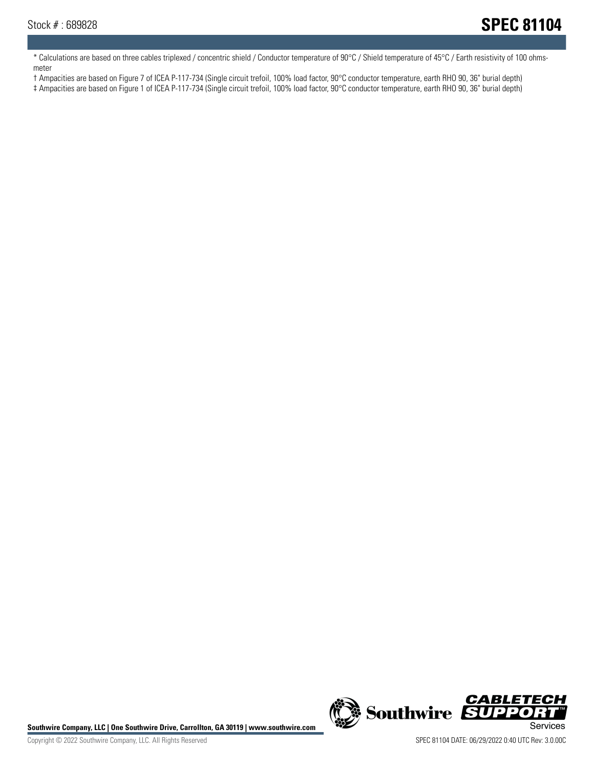* Calculations are based on three cables triplexed / concentric shield / Conductor temperature of 90°C / Shield temperature of 45°C / Earth resistivity of 100 ohms-meter

† Ampacities are based on Figure 7 of ICEA P-117-734 (Single circuit trefoil, 100% load factor, 90°C conductor temperature, earth RHO 90, 36" burial depth)

‡ Ampacities are based on Figure 1 of ICEA P-117-734 (Single circuit trefoil, 100% load factor, 90°C conductor temperature, earth RHO 90, 36" burial depth)